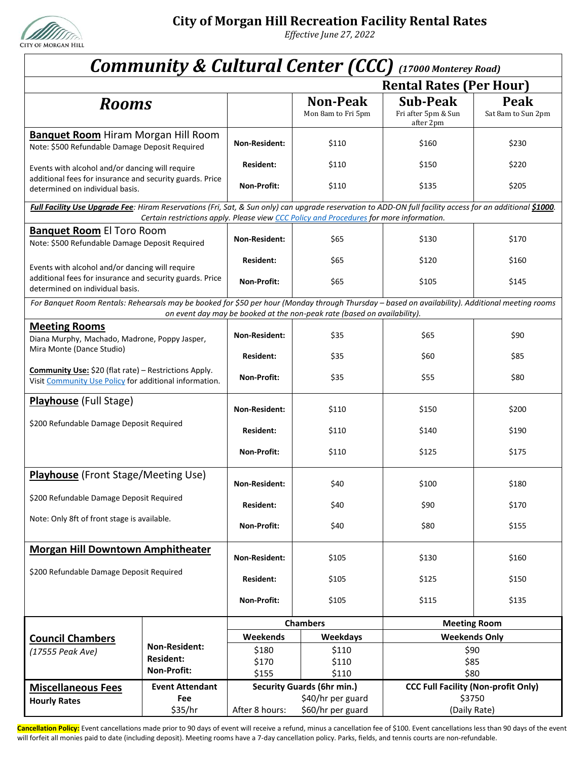# City of Morgan Hill Recreation Facility Rental Rates

*Effective June 27, 2022*

## *Community & Cultural Center (CCC)* *(17000 Monterey Road)*

| Rooms | | Non-Peak (Mon 8am to Fri 5pm) | Sub-Peak (Fri after 5pm & Sun after 2pm) | Peak (Sat 8am to Sun 2pm) |
|---|---|---|---|---|
| | | **Rental Rates (Per Hour)** | | |
| **Banquet Room** Hiram Morgan Hill Room<br>Note: $500 Refundable Damage Deposit Required<br>Events with alcohol and/or dancing will require additional fees for insurance and security guards. Price determined on individual basis. | **Non-Resident:** | $110 | $160 | $230 |
| | **Resident:** | $110 | $150 | $220 |
| | **Non-Profit:** | $110 | $135 | $205 |
| ***Full Facility Use Upgrade Fee***: *Hiram Reservations (Fri, Sat, & Sun only) can upgrade reservation to ADD-ON full facility access for an additional* ***$1000****. Certain restrictions apply. Please view CCC Policy and Procedures for more information.* | | | | |
| **Banquet Room** El Toro Room<br>Note: $500 Refundable Damage Deposit Required<br>Events with alcohol and/or dancing will require additional fees for insurance and security guards. Price determined on individual basis. | **Non-Resident:** | $65 | $130 | $170 |
| | **Resident:** | $65 | $120 | $160 |
| | **Non-Profit:** | $65 | $105 | $145 |
| *For Banquet Room Rentals: Rehearsals may be booked for $50 per hour (Monday through Thursday – based on availability). Additional meeting rooms on event day may be booked at the non-peak rate (based on availability).* | | | | |
| **Meeting Rooms**<br>Diana Murphy, Machado, Madrone, Poppy Jasper, Mira Monte (Dance Studio)<br>**Community Use:** $20 (flat rate) – Restrictions Apply. Visit Community Use Policy for additional information. | **Non-Resident:** | $35 | $65 | $90 |
| | **Resident:** | $35 | $60 | $85 |
| | **Non-Profit:** | $35 | $55 | $80 |
| **Playhouse** (Full Stage)<br>$200 Refundable Damage Deposit Required | **Non-Resident:** | $110 | $150 | $200 |
| | **Resident:** | $110 | $140 | $190 |
| | **Non-Profit:** | $110 | $125 | $175 |
| **Playhouse** (Front Stage/Meeting Use)<br>$200 Refundable Damage Deposit Required<br>Note: Only 8ft of front stage is available. | **Non-Resident:** | $40 | $100 | $180 |
| | **Resident:** | $40 | $90 | $170 |
| | **Non-Profit:** | $40 | $80 | $155 |
| **Morgan Hill Downtown Amphitheater**<br>$200 Refundable Damage Deposit Required | **Non-Resident:** | $105 | $130 | $160 |
| | **Resident:** | $105 | $125 | $150 |
| | **Non-Profit:** | $105 | $115 | $135 |

| | | Chambers | | Meeting Room |
|---|---|---|---|---|
| | | **Weekends** | **Weekdays** | **Weekends Only** |
| **Council Chambers** *(17555 Peak Ave)* | **Non-Resident:** | $180 | $110 | $90 |
| | **Resident:** | $170 | $110 | $85 |
| | **Non-Profit:** | $155 | $110 | $80 |
| **Miscellaneous Fees** **Hourly Rates** | **Event Attendant Fee** $35/hr | **Security Guards (6hr min.)** | $40/hr per guard<br>After 8 hours: $60/hr per guard | **CCC Full Facility (Non-profit Only)** $3750 (Daily Rate) |

**Cancellation Policy:** Event cancellations made prior to 90 days of event will receive a refund, minus a cancellation fee of $100. Event cancellations less than 90 days of the event will forfeit all monies paid to date (including deposit). Meeting rooms have a 7-day cancellation policy. Parks, fields, and tennis courts are non-refundable.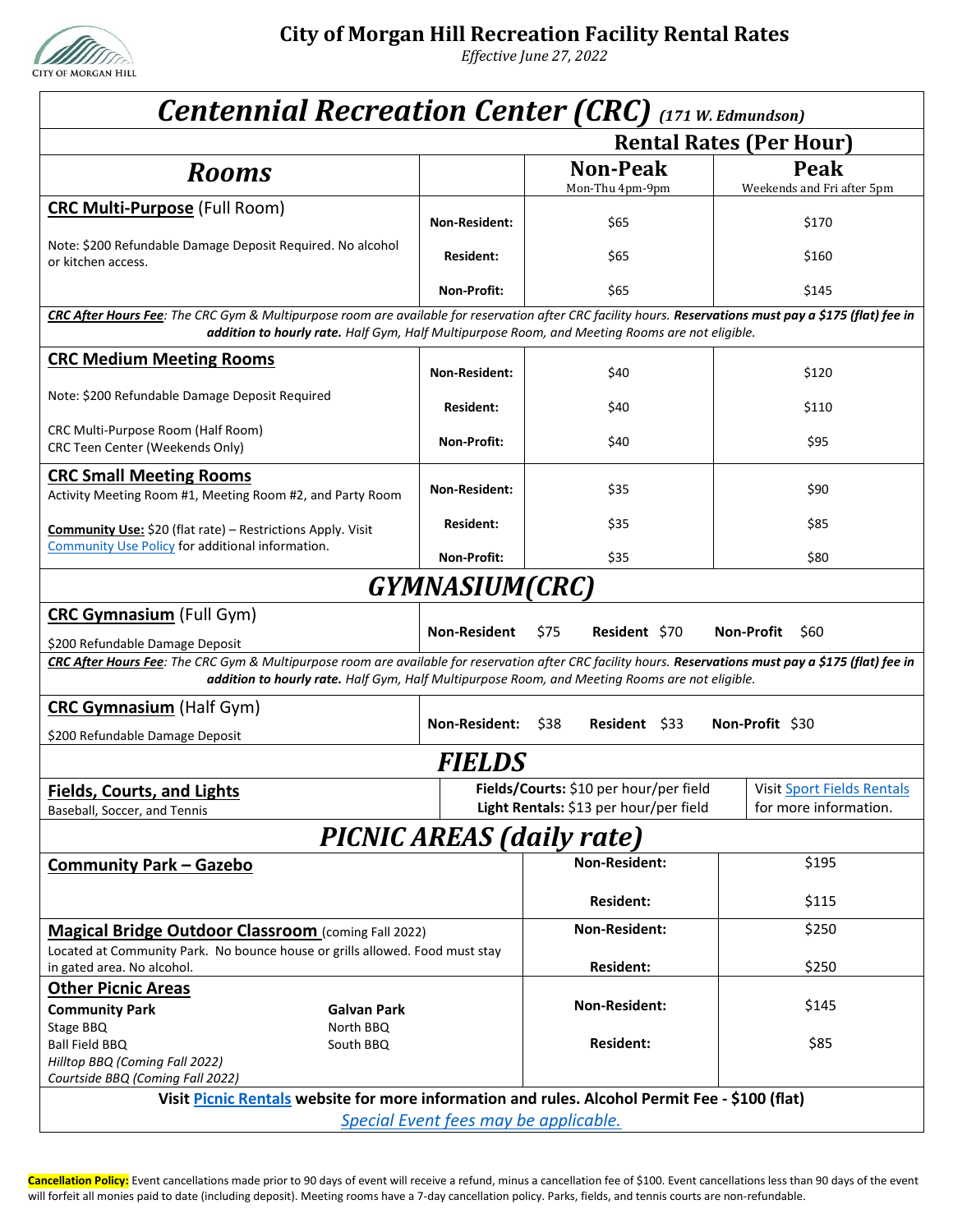# City of Morgan Hill Recreation Facility Rental Rates

*Effective June 27, 2022*

## *Centennial Recreation Center (CRC)* *(171 W. Edmundson)*

| Rooms | | Non-Peak (Mon-Thu 4pm-9pm) | Peak (Weekends and Fri after 5pm) |
|---|---|---|---|
| | | **Rental Rates (Per Hour)** | |
| **CRC Multi-Purpose** (Full Room) | **Non-Resident:** | $65 | $170 |
| Note: $200 Refundable Damage Deposit Required. No alcohol or kitchen access. | **Resident:** | $65 | $160 |
| | **Non-Profit:** | $65 | $145 |
| **CRC Medium Meeting Rooms** | **Non-Resident:** | $40 | $120 |
| Note: $200 Refundable Damage Deposit Required | **Resident:** | $40 | $110 |
| CRC Multi-Purpose Room (Half Room) CRC Teen Center (Weekends Only) | **Non-Profit:** | $40 | $95 |
| **CRC Small Meeting Rooms** Activity Meeting Room #1, Meeting Room #2, and Party Room | **Non-Resident:** | $35 | $90 |
| **Community Use:** $20 (flat rate) – Restrictions Apply. Visit Community Use Policy for additional information. | **Resident:** | $35 | $85 |
| | **Non-Profit:** | $35 | $80 |

***CRC After Hours Fee**: The CRC Gym & Multipurpose room are available for reservation after CRC facility hours.* ***Reservations must pay a $175 (flat) fee in addition to hourly rate.*** *Half Gym, Half Multipurpose Room, and Meeting Rooms are not eligible.*

## *GYMNASIUM(CRC)*

| | | | |
|---|---|---|---|
| **CRC Gymnasium** (Full Gym) $200 Refundable Damage Deposit | **Non-Resident** $75 | **Resident** $70 | **Non-Profit** $60 |
| **CRC Gymnasium** (Half Gym) $200 Refundable Damage Deposit | **Non-Resident:** $38 | **Resident** $33 | **Non-Profit** $30 |

***CRC After Hours Fee**: The CRC Gym & Multipurpose room are available for reservation after CRC facility hours.* ***Reservations must pay a $175 (flat) fee in addition to hourly rate.*** *Half Gym, Half Multipurpose Room, and Meeting Rooms are not eligible.*

## *FIELDS*

| | | |
|---|---|---|
| **Fields, Courts, and Lights** Baseball, Soccer, and Tennis | **Fields/Courts:** $10 per hour/per field **Light Rentals:** $13 per hour/per field | Visit Sport Fields Rentals for more information. |

## *PICNIC AREAS (daily rate)*

| | | |
|---|---|---|
| **Community Park – Gazebo** | **Non-Resident:** | $195 |
| | **Resident:** | $115 |
| **Magical Bridge Outdoor Classroom** (coming Fall 2022) Located at Community Park. No bounce house or grills allowed. Food must stay in gated area. No alcohol. | **Non-Resident:** | $250 |
| | **Resident:** | $250 |
| **Other Picnic Areas** **Community Park**: Stage BBQ, Ball Field BBQ, *Hilltop BBQ (Coming Fall 2022)*, *Courtside BBQ (Coming Fall 2022)*; **Galvan Park**: North BBQ, South BBQ | **Non-Resident:** | $145 |
| | **Resident:** | $85 |

**Visit Picnic Rentals website for more information and rules. Alcohol Permit Fee - $100 (flat)**

*Special Event fees may be applicable.*

**Cancellation Policy:** Event cancellations made prior to 90 days of event will receive a refund, minus a cancellation fee of $100. Event cancellations less than 90 days of the event will forfeit all monies paid to date (including deposit). Meeting rooms have a 7-day cancellation policy. Parks, fields, and tennis courts are non-refundable.